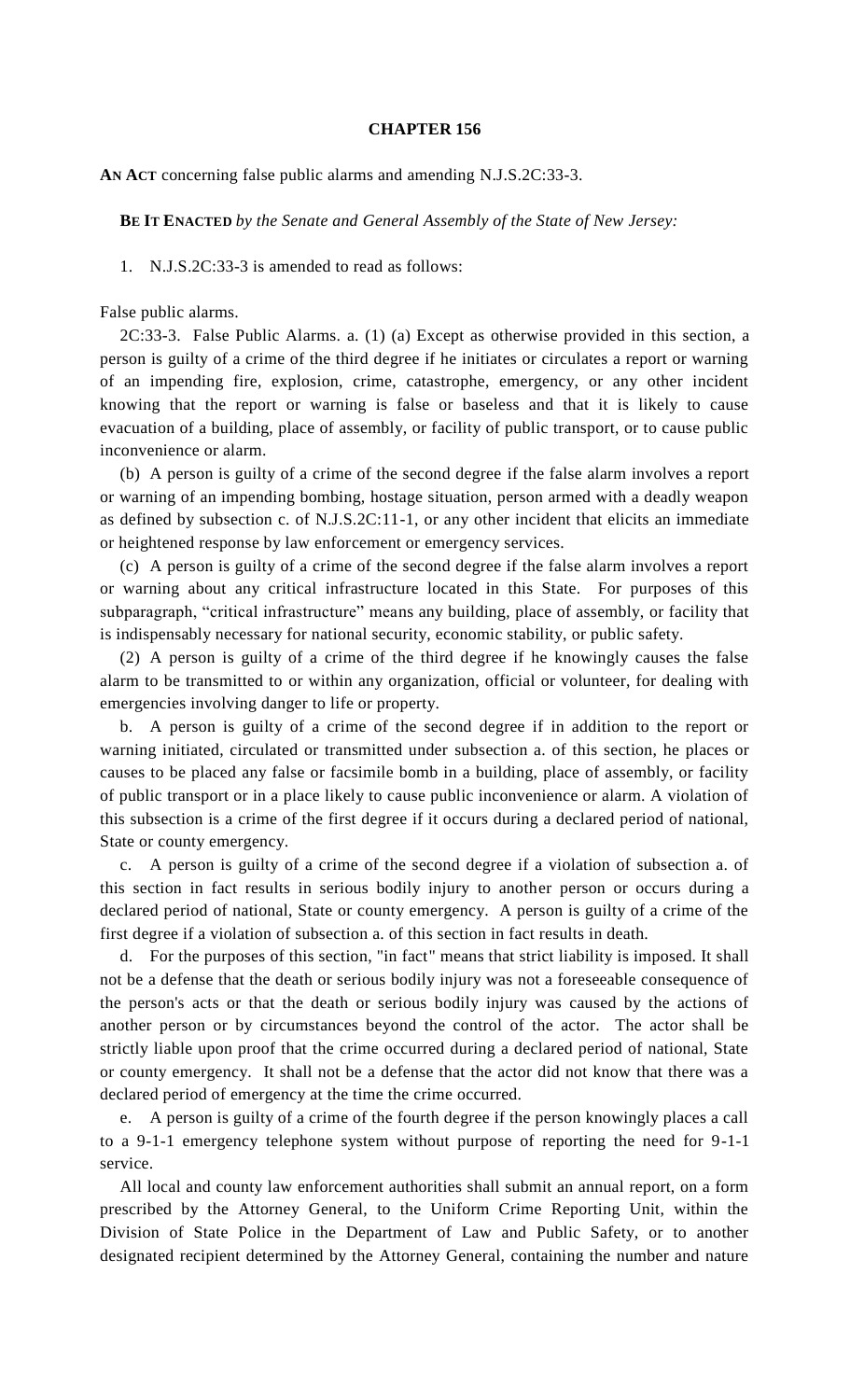# CHAPTER 156

**AN ACT** concerning false public alarms and amending N.J.S.2C:33-3.

**BE IT ENACTED** *by the Senate and General Assembly of the State of New Jersey:*

1. N.J.S.2C:33-3 is amended to read as follows:

False public alarms.

2C:33-3. False Public Alarms. a. (1) (a) Except as otherwise provided in this section, a person is guilty of a crime of the third degree if he initiates or circulates a report or warning of an impending fire, explosion, crime, catastrophe, emergency, or any other incident knowing that the report or warning is false or baseless and that it is likely to cause evacuation of a building, place of assembly, or facility of public transport, or to cause public inconvenience or alarm.

(b) A person is guilty of a crime of the second degree if the false alarm involves a report or warning of an impending bombing, hostage situation, person armed with a deadly weapon as defined by subsection c. of N.J.S.2C:11-1, or any other incident that elicits an immediate or heightened response by law enforcement or emergency services.

(c) A person is guilty of a crime of the second degree if the false alarm involves a report or warning about any critical infrastructure located in this State. For purposes of this subparagraph, "critical infrastructure" means any building, place of assembly, or facility that is indispensably necessary for national security, economic stability, or public safety.

(2) A person is guilty of a crime of the third degree if he knowingly causes the false alarm to be transmitted to or within any organization, official or volunteer, for dealing with emergencies involving danger to life or property.

b. A person is guilty of a crime of the second degree if in addition to the report or warning initiated, circulated or transmitted under subsection a. of this section, he places or causes to be placed any false or facsimile bomb in a building, place of assembly, or facility of public transport or in a place likely to cause public inconvenience or alarm. A violation of this subsection is a crime of the first degree if it occurs during a declared period of national, State or county emergency.

c. A person is guilty of a crime of the second degree if a violation of subsection a. of this section in fact results in serious bodily injury to another person or occurs during a declared period of national, State or county emergency. A person is guilty of a crime of the first degree if a violation of subsection a. of this section in fact results in death.

d. For the purposes of this section, "in fact" means that strict liability is imposed. It shall not be a defense that the death or serious bodily injury was not a foreseeable consequence of the person's acts or that the death or serious bodily injury was caused by the actions of another person or by circumstances beyond the control of the actor. The actor shall be strictly liable upon proof that the crime occurred during a declared period of national, State or county emergency. It shall not be a defense that the actor did not know that there was a declared period of emergency at the time the crime occurred.

e. A person is guilty of a crime of the fourth degree if the person knowingly places a call to a 9-1-1 emergency telephone system without purpose of reporting the need for 9-1-1 service.

All local and county law enforcement authorities shall submit an annual report, on a form prescribed by the Attorney General, to the Uniform Crime Reporting Unit, within the Division of State Police in the Department of Law and Public Safety, or to another designated recipient determined by the Attorney General, containing the number and nature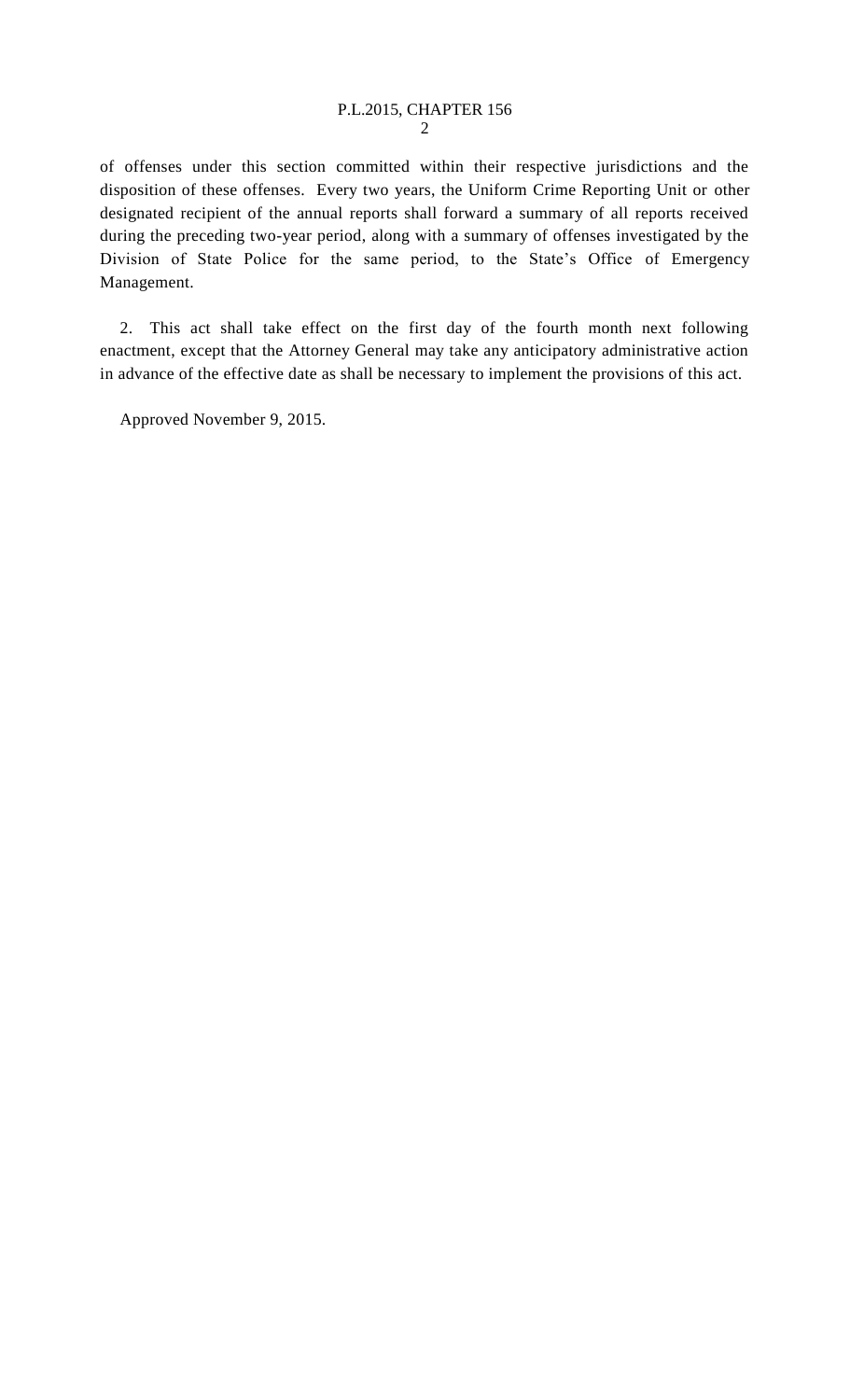of offenses under this section committed within their respective jurisdictions and the disposition of these offenses. Every two years, the Uniform Crime Reporting Unit or other designated recipient of the annual reports shall forward a summary of all reports received during the preceding two-year period, along with a summary of offenses investigated by the Division of State Police for the same period, to the State's Office of Emergency Management.

2. This act shall take effect on the first day of the fourth month next following enactment, except that the Attorney General may take any anticipatory administrative action in advance of the effective date as shall be necessary to implement the provisions of this act.

Approved November 9, 2015.